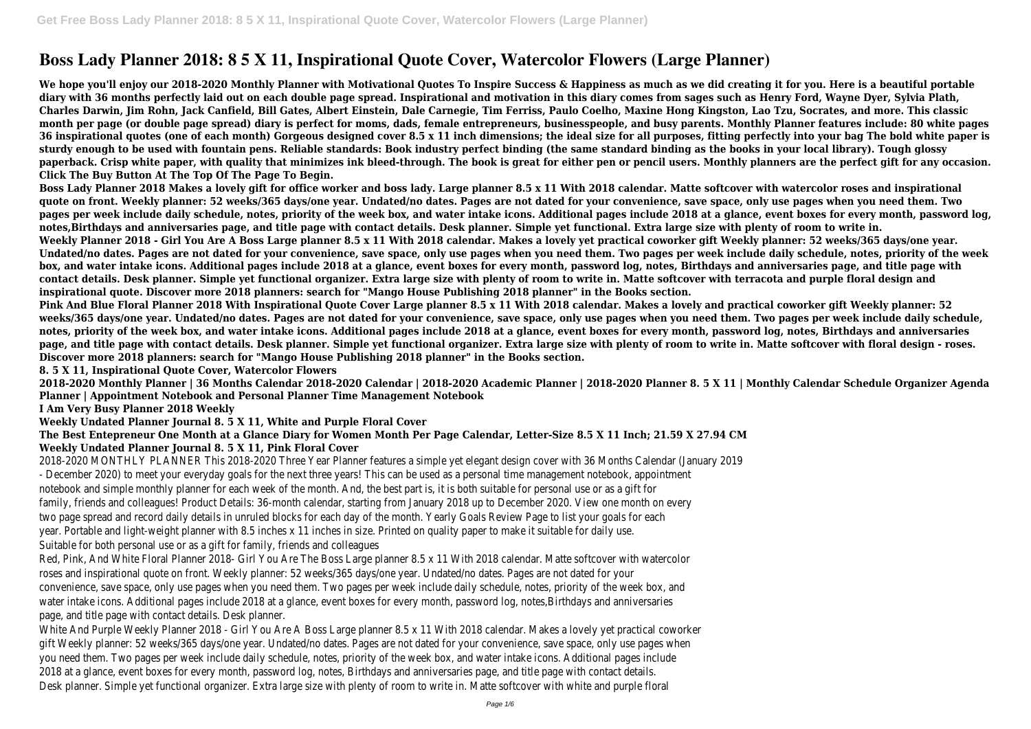# Boss Lady Planner 2018: 8 5 X 11, Inspirational Quote Cover, Watercolor Flowers (Large Planner)

**We hope you'll enjoy our 2018-2020 Monthly Planner with Motivational Quotes To Inspire Success & Happiness as much as we did creating it for you. Here is a beautiful portable diary with 36 months perfectly laid out on each double page spread. Inspirational and motivation in this diary comes from sages such as Henry Ford, Wayne Dyer, Sylvia Plath, Charles Darwin, Jim Rohn, Jack Canfield, Bill Gates, Albert Einstein, Dale Carnegie, Tim Ferriss, Paulo Coelho, Maxine Hong Kingston, Lao Tzu, Socrates, and more. This classic month per page (or double page spread) diary is perfect for moms, dads, female entrepreneurs, businesspeople, and busy parents. Monthly Planner features include: 80 white pages 36 inspirational quotes (one of each month) Gorgeous designed cover 8.5 x 11 inch dimensions; the ideal size for all purposes, fitting perfectly into your bag The bold white paper is sturdy enough to be used with fountain pens. Reliable standards: Book industry perfect binding (the same standard binding as the books in your local library). Tough glossy paperback. Crisp white paper, with quality that minimizes ink bleed-through. The book is great for either pen or pencil users. Monthly planners are the perfect gift for any occasion. Click The Buy Button At The Top Of The Page To Begin.**

**Boss Lady Planner 2018 Makes a lovely gift for office worker and boss lady. Large planner 8.5 x 11 With 2018 calendar. Matte softcover with watercolor roses and inspirational quote on front. Weekly planner: 52 weeks/365 days/one year. Undated/no dates. Pages are not dated for your convenience, save space, only use pages when you need them. Two pages per week include daily schedule, notes, priority of the week box, and water intake icons. Additional pages include 2018 at a glance, event boxes for every month, password log, notes,Birthdays and anniversaries page, and title page with contact details. Desk planner. Simple yet functional. Extra large size with plenty of room to write in.**

**Weekly Planner 2018 - Girl You Are A Boss Large planner 8.5 x 11 With 2018 calendar. Makes a lovely yet practical coworker gift Weekly planner: 52 weeks/365 days/one year. Undated/no dates. Pages are not dated for your convenience, save space, only use pages when you need them. Two pages per week include daily schedule, notes, priority of the week box, and water intake icons. Additional pages include 2018 at a glance, event boxes for every month, password log, notes, Birthdays and anniversaries page, and title page with contact details. Desk planner. Simple yet functional organizer. Extra large size with plenty of room to write in. Matte softcover with terracota and purple floral design and inspirational quote. Discover more 2018 planners: search for "Mango House Publishing 2018 planner" in the Books section.**

**Pink And Blue Floral Planner 2018 With Inspirational Quote Cover Large planner 8.5 x 11 With 2018 calendar. Makes a lovely and practical coworker gift Weekly planner: 52 weeks/365 days/one year. Undated/no dates. Pages are not dated for your convenience, save space, only use pages when you need them. Two pages per week include daily schedule, notes, priority of the week box, and water intake icons. Additional pages include 2018 at a glance, event boxes for every month, password log, notes, Birthdays and anniversaries page, and title page with contact details. Desk planner. Simple yet functional organizer. Extra large size with plenty of room to write in. Matte softcover with floral design - roses. Discover more 2018 planners: search for "Mango House Publishing 2018 planner" in the Books section.**

**8. 5 X 11, Inspirational Quote Cover, Watercolor Flowers**

**2018-2020 Monthly Planner | 36 Months Calendar 2018-2020 Calendar | 2018-2020 Academic Planner | 2018-2020 Planner 8. 5 X 11 | Monthly Calendar Schedule Organizer Agenda Planner | Appointment Notebook and Personal Planner Time Management Notebook**

**I Am Very Busy Planner 2018 Weekly**

**Weekly Undated Planner Journal 8. 5 X 11, White and Purple Floral Cover**

**The Best Entepreneur One Month at a Glance Diary for Women Month Per Page Calendar, Letter-Size 8.5 X 11 Inch; 21.59 X 27.94 CM**

**Weekly Undated Planner Journal 8. 5 X 11, Pink Floral Cover**

2018-2020 MONTHLY PLANNER This 2018-2020 Three Year Planner features a simple yet elegant design cover with 36 Months Calendar (January 2019 - December 2020) to meet your everyday goals for the next three years! This can be used as a personal time management notebook, appointment notebook and simple monthly planner for each week of the month. And, the best part is, it is both suitable for personal use or as a gift for family, friends and colleagues! Product Details: 36-month calendar, starting from January 2018 up to December 2020. View one month on every two page spread and record daily details in unruled blocks for each day of the month. Yearly Goals Review Page to list your goals for each year. Portable and light-weight planner with 8.5 inches x 11 inches in size. Printed on quality paper to make it suitable for daily use. Suitable for both personal use or as a gift for family, friends and colleagues

Red, Pink, And White Floral Planner 2018- Girl You Are The Boss Large planner 8.5 x 11 With 2018 calendar. Matte softcover with watercolor roses and inspirational quote on front. Weekly planner: 52 weeks/365 days/one year. Undated/no dates. Pages are not dated for your convenience, save space, only use pages when you need them. Two pages per week include daily schedule, notes, priority of the week box, and water intake icons. Additional pages include 2018 at a glance, event boxes for every month, password log, notes,Birthdays and anniversaries page, and title page with contact details. Desk planner.

White And Purple Weekly Planner 2018 - Girl You Are A Boss Large planner 8.5 x 11 With 2018 calendar. Makes a lovely yet practical coworker gift Weekly planner: 52 weeks/365 days/one year. Undated/no dates. Pages are not dated for your convenience, save space, only use pages when you need them. Two pages per week include daily schedule, notes, priority of the week box, and water intake icons. Additional pages include 2018 at a glance, event boxes for every month, password log, notes, Birthdays and anniversaries page, and title page with contact details. Desk planner. Simple yet functional organizer. Extra large size with plenty of room to write in. Matte softcover with white and purple floral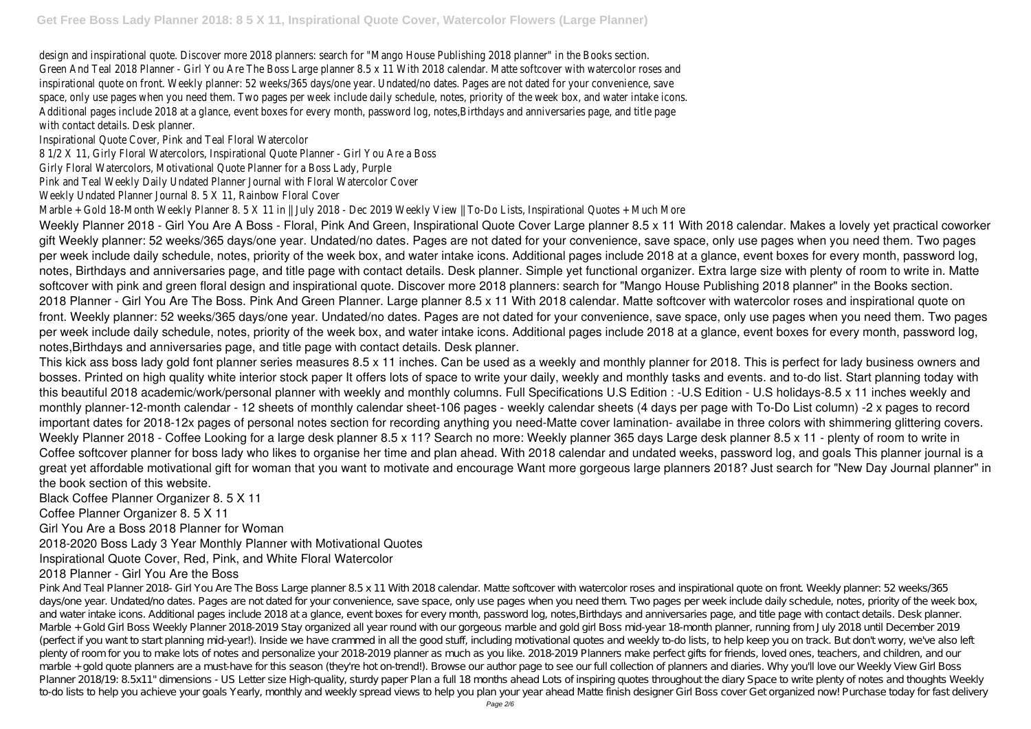design and inspirational quote. Discover more 2018 planners: search for "Mango House Publishing 2018 planner" in the Books section.
Green And Teal 2018 Planner - Girl You Are The Boss Large planner 8.5 x 11 With 2018 calendar. Matte softcover with watercolor roses and inspirational quote on front. Weekly planner: 52 weeks/365 days/one year. Undated/no dates. Pages are not dated for your convenience, save space, only use pages when you need them. Two pages per week include daily schedule, notes, priority of the week box, and water intake icons. Additional pages include 2018 at a glance, event boxes for every month, password log, notes,Birthdays and anniversaries page, and title page with contact details. Desk planner.

Inspirational Quote Cover, Pink and Teal Floral Watercolor

8 1/2 X 11, Girly Floral Watercolors, Inspirational Quote Planner - Girl You Are a Boss

Girly Floral Watercolors, Motivational Quote Planner for a Boss Lady, Purple

Pink and Teal Weekly Daily Undated Planner Journal with Floral Watercolor Cover

Weekly Undated Planner Journal 8. 5 X 11, Rainbow Floral Cover

Marble + Gold 18-Month Weekly Planner 8. 5 X 11 in || July 2018 - Dec 2019 Weekly View || To-Do Lists, Inspirational Quotes + Much More

Weekly Planner 2018 - Girl You Are A Boss - Floral, Pink And Green, Inspirational Quote Cover Large planner 8.5 x 11 With 2018 calendar. Makes a lovely yet practical coworker gift Weekly planner: 52 weeks/365 days/one year. Undated/no dates. Pages are not dated for your convenience, save space, only use pages when you need them. Two pages per week include daily schedule, notes, priority of the week box, and water intake icons. Additional pages include 2018 at a glance, event boxes for every month, password log, notes, Birthdays and anniversaries page, and title page with contact details. Desk planner. Simple yet functional organizer. Extra large size with plenty of room to write in. Matte softcover with pink and green floral design and inspirational quote. Discover more 2018 planners: search for "Mango House Publishing 2018 planner" in the Books section.
2018 Planner - Girl You Are The Boss. Pink And Green Planner. Large planner 8.5 x 11 With 2018 calendar. Matte softcover with watercolor roses and inspirational quote on front. Weekly planner: 52 weeks/365 days/one year. Undated/no dates. Pages are not dated for your convenience, save space, only use pages when you need them. Two pages per week include daily schedule, notes, priority of the week box, and water intake icons. Additional pages include 2018 at a glance, event boxes for every month, password log, notes,Birthdays and anniversaries page, and title page with contact details. Desk planner.

This kick ass boss lady gold font planner series measures 8.5 x 11 inches. Can be used as a weekly and monthly planner for 2018. This is perfect for lady business owners and bosses. Printed on high quality white interior stock paper It offers lots of space to write your daily, weekly and monthly tasks and events. and to-do list. Start planning today with this beautiful 2018 academic/work/personal planner with weekly and monthly columns. Full Specifications U.S Edition : -U.S Edition - U.S holidays-8.5 x 11 inches weekly and monthly planner-12-month calendar - 12 sheets of monthly calendar sheet-106 pages - weekly calendar sheets (4 days per page with To-Do List column) -2 x pages to record important dates for 2018-12x pages of personal notes section for recording anything you need-Matte cover lamination- availabe in three colors with shimmering glittering covers.
Weekly Planner 2018 - Coffee Looking for a large desk planner 8.5 x 11? Search no more: Weekly planner 365 days Large desk planner 8.5 x 11 - plenty of room to write in Coffee softcover planner for boss lady who likes to organise her time and plan ahead. With 2018 calendar and undated weeks, password log, and goals This planner journal is a great yet affordable motivational gift for woman that you want to motivate and encourage Want more gorgeous large planners 2018? Just search for "New Day Journal planner" in the book section of this website.

Black Coffee Planner Organizer 8. 5 X 11

Coffee Planner Organizer 8. 5 X 11

Girl You Are a Boss 2018 Planner for Woman

2018-2020 Boss Lady 3 Year Monthly Planner with Motivational Quotes

Inspirational Quote Cover, Red, Pink, and White Floral Watercolor

2018 Planner - Girl You Are the Boss

Pink And Teal Planner 2018- Girl You Are The Boss Large planner 8.5 x 11 With 2018 calendar. Matte softcover with watercolor roses and inspirational quote on front. Weekly planner: 52 weeks/365 days/one year. Undated/no dates. Pages are not dated for your convenience, save space, only use pages when you need them. Two pages per week include daily schedule, notes, priority of the week box, and water intake icons. Additional pages include 2018 at a glance, event boxes for every month, password log, notes,Birthdays and anniversaries page, and title page with contact details. Desk planner.
Marble + Gold Girl Boss Weekly Planner 2018-2019 Stay organized all year round with our gorgeous marble and gold girl Boss mid-year 18-month planner, running from July 2018 until December 2019 (perfect if you want to start planning mid-year!). Inside we have crammed in all the good stuff, including motivational quotes and weekly to-do lists, to help keep you on track. But don't worry, we've also left plenty of room for you to make lots of notes and personalize your 2018-2019 planner as much as you like. 2018-2019 Planners make perfect gifts for friends, loved ones, teachers, and children, and our marble + gold quote planners are a must-have for this season (they're hot on-trend!). Browse our author page to see our full collection of planners and diaries. Why you'll love our Weekly View Girl Boss Planner 2018/19: 8.5x11" dimensions - US Letter size High-quality, sturdy paper Plan a full 18 months ahead Lots of inspiring quotes throughout the diary Space to write plenty of notes and thoughts Weekly to-do lists to help you achieve your goals Yearly, monthly and weekly spread views to help you plan your year ahead Matte finish designer Girl Boss cover Get organized now! Purchase today for fast delivery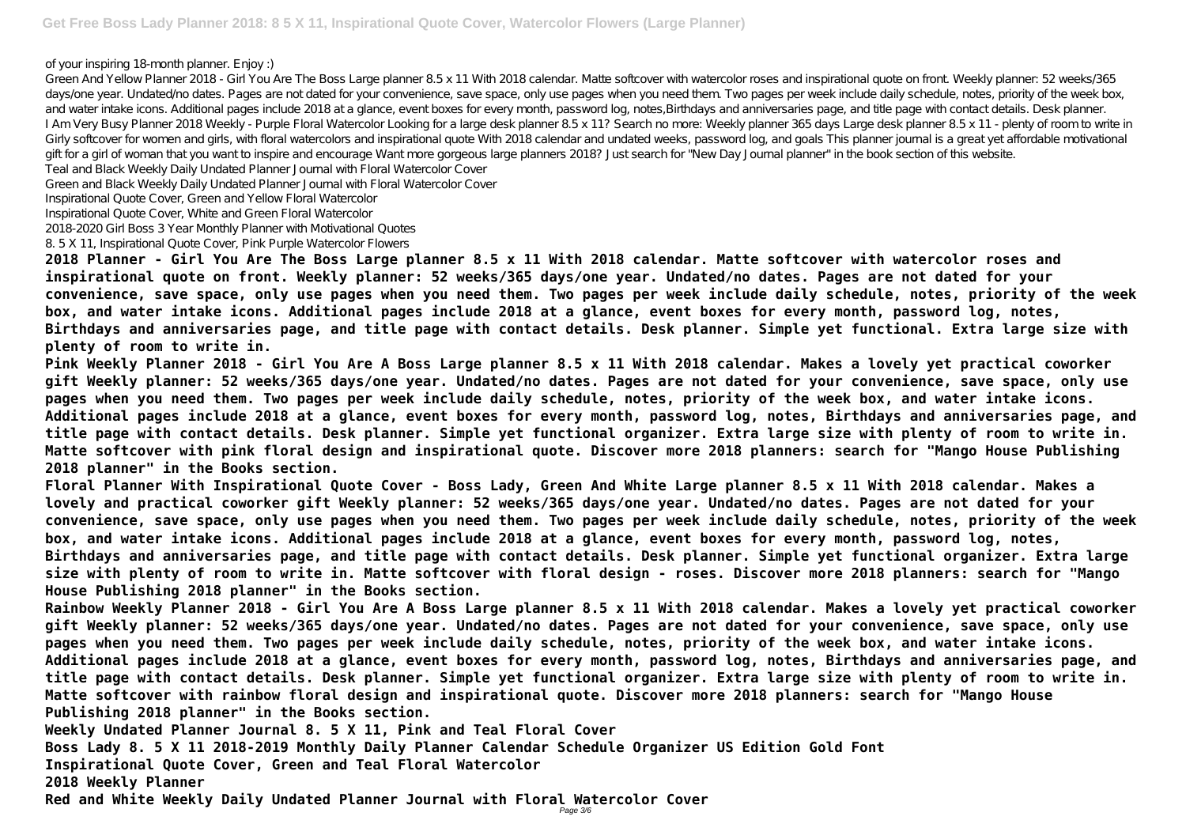of your inspiring 18-month planner. Enjoy :)

Green And Yellow Planner 2018 - Girl You Are The Boss Large planner 8.5 x 11 With 2018 calendar. Matte softcover with watercolor roses and inspirational quote on front. Weekly planner: 52 weeks/365 days/one year. Undated/no dates. Pages are not dated for your convenience, save space, only use pages when you need them. Two pages per week include daily schedule, notes, priority of the week box, and water intake icons. Additional pages include 2018 at a glance, event boxes for every month, password log, notes,Birthdays and anniversaries page, and title page with contact details. Desk planner.

I Am Very Busy Planner 2018 Weekly - Purple Floral Watercolor Looking for a large desk planner 8.5 x 11? Search no more: Weekly planner 365 days Large desk planner 8.5 x 11 - plenty of room to write in Girly softcover for women and girls, with floral watercolors and inspirational quote With 2018 calendar and undated weeks, password log, and goals This planner journal is a great yet affordable motivational gift for a girl of woman that you want to inspire and encourage Want more gorgeous large planners 2018? Just search for "New Day Journal planner" in the book section of this website.

Teal and Black Weekly Daily Undated Planner Journal with Floral Watercolor Cover

Green and Black Weekly Daily Undated Planner Journal with Floral Watercolor Cover

Inspirational Quote Cover, Green and Yellow Floral Watercolor

Inspirational Quote Cover, White and Green Floral Watercolor

2018-2020 Girl Boss 3 Year Monthly Planner with Motivational Quotes

8. 5 X 11, Inspirational Quote Cover, Pink Purple Watercolor Flowers

**2018 Planner - Girl You Are The Boss Large planner 8.5 x 11 With 2018 calendar. Matte softcover with watercolor roses and inspirational quote on front. Weekly planner: 52 weeks/365 days/one year. Undated/no dates. Pages are not dated for your convenience, save space, only use pages when you need them. Two pages per week include daily schedule, notes, priority of the week box, and water intake icons. Additional pages include 2018 at a glance, event boxes for every month, password log, notes, Birthdays and anniversaries page, and title page with contact details. Desk planner. Simple yet functional. Extra large size with plenty of room to write in.**

**Pink Weekly Planner 2018 - Girl You Are A Boss Large planner 8.5 x 11 With 2018 calendar. Makes a lovely yet practical coworker gift Weekly planner: 52 weeks/365 days/one year. Undated/no dates. Pages are not dated for your convenience, save space, only use pages when you need them. Two pages per week include daily schedule, notes, priority of the week box, and water intake icons. Additional pages include 2018 at a glance, event boxes for every month, password log, notes, Birthdays and anniversaries page, and title page with contact details. Desk planner. Simple yet functional organizer. Extra large size with plenty of room to write in. Matte softcover with pink floral design and inspirational quote. Discover more 2018 planners: search for "Mango House Publishing 2018 planner" in the Books section.**

**Floral Planner With Inspirational Quote Cover - Boss Lady, Green And White Large planner 8.5 x 11 With 2018 calendar. Makes a lovely and practical coworker gift Weekly planner: 52 weeks/365 days/one year. Undated/no dates. Pages are not dated for your convenience, save space, only use pages when you need them. Two pages per week include daily schedule, notes, priority of the week box, and water intake icons. Additional pages include 2018 at a glance, event boxes for every month, password log, notes, Birthdays and anniversaries page, and title page with contact details. Desk planner. Simple yet functional organizer. Extra large size with plenty of room to write in. Matte softcover with floral design - roses. Discover more 2018 planners: search for "Mango House Publishing 2018 planner" in the Books section.**

**Rainbow Weekly Planner 2018 - Girl You Are A Boss Large planner 8.5 x 11 With 2018 calendar. Makes a lovely yet practical coworker gift Weekly planner: 52 weeks/365 days/one year. Undated/no dates. Pages are not dated for your convenience, save space, only use pages when you need them. Two pages per week include daily schedule, notes, priority of the week box, and water intake icons. Additional pages include 2018 at a glance, event boxes for every month, password log, notes, Birthdays and anniversaries page, and title page with contact details. Desk planner. Simple yet functional organizer. Extra large size with plenty of room to write in. Matte softcover with rainbow floral design and inspirational quote. Discover more 2018 planners: search for "Mango House Publishing 2018 planner" in the Books section.**

**Weekly Undated Planner Journal 8. 5 X 11, Pink and Teal Floral Cover**

**Boss Lady 8. 5 X 11 2018-2019 Monthly Daily Planner Calendar Schedule Organizer US Edition Gold Font**

**Inspirational Quote Cover, Green and Teal Floral Watercolor**

**2018 Weekly Planner**

**Red and White Weekly Daily Undated Planner Journal with Floral Watercolor Cover**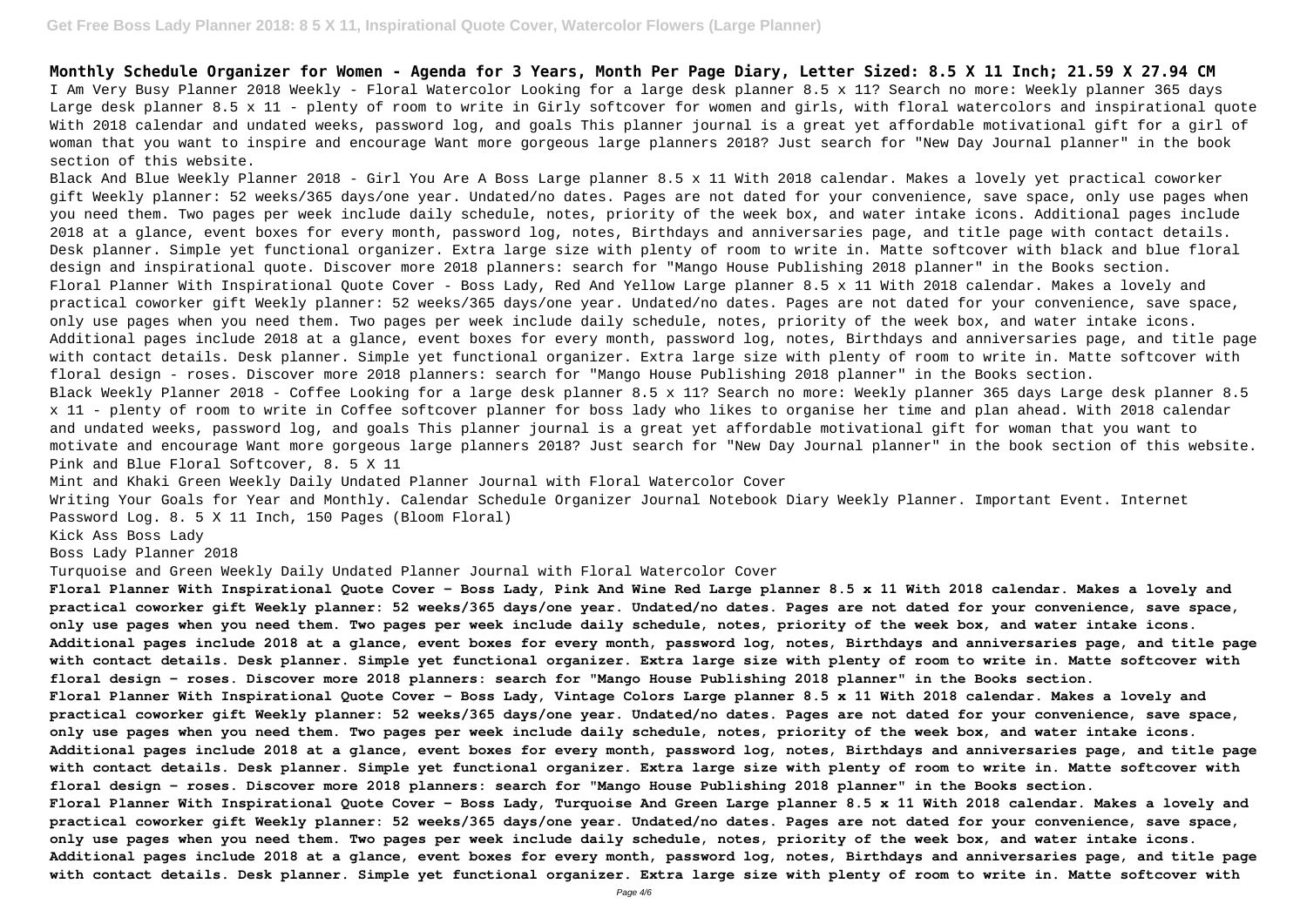**Monthly Schedule Organizer for Women - Agenda for 3 Years, Month Per Page Diary, Letter Sized: 8.5 X 11 Inch; 21.59 X 27.94 CM**

I Am Very Busy Planner 2018 Weekly - Floral Watercolor Looking for a large desk planner 8.5 x 11? Search no more: Weekly planner 365 days Large desk planner 8.5 x 11 - plenty of room to write in Girly softcover for women and girls, with floral watercolors and inspirational quote With 2018 calendar and undated weeks, password log, and goals This planner journal is a great yet affordable motivational gift for a girl of woman that you want to inspire and encourage Want more gorgeous large planners 2018? Just search for "New Day Journal planner" in the book section of this website.

Black And Blue Weekly Planner 2018 - Girl You Are A Boss Large planner 8.5 x 11 With 2018 calendar. Makes a lovely yet practical coworker gift Weekly planner: 52 weeks/365 days/one year. Undated/no dates. Pages are not dated for your convenience, save space, only use pages when you need them. Two pages per week include daily schedule, notes, priority of the week box, and water intake icons. Additional pages include 2018 at a glance, event boxes for every month, password log, notes, Birthdays and anniversaries page, and title page with contact details. Desk planner. Simple yet functional organizer. Extra large size with plenty of room to write in. Matte softcover with black and blue floral design and inspirational quote. Discover more 2018 planners: search for "Mango House Publishing 2018 planner" in the Books section.

Floral Planner With Inspirational Quote Cover - Boss Lady, Red And Yellow Large planner 8.5 x 11 With 2018 calendar. Makes a lovely and practical coworker gift Weekly planner: 52 weeks/365 days/one year. Undated/no dates. Pages are not dated for your convenience, save space, only use pages when you need them. Two pages per week include daily schedule, notes, priority of the week box, and water intake icons. Additional pages include 2018 at a glance, event boxes for every month, password log, notes, Birthdays and anniversaries page, and title page with contact details. Desk planner. Simple yet functional organizer. Extra large size with plenty of room to write in. Matte softcover with floral design - roses. Discover more 2018 planners: search for "Mango House Publishing 2018 planner" in the Books section.

Black Weekly Planner 2018 - Coffee Looking for a large desk planner 8.5 x 11? Search no more: Weekly planner 365 days Large desk planner 8.5 x 11 - plenty of room to write in Coffee softcover planner for boss lady who likes to organise her time and plan ahead. With 2018 calendar and undated weeks, password log, and goals This planner journal is a great yet affordable motivational gift for woman that you want to motivate and encourage Want more gorgeous large planners 2018? Just search for "New Day Journal planner" in the book section of this website.

Pink and Blue Floral Softcover, 8. 5 X 11

Mint and Khaki Green Weekly Daily Undated Planner Journal with Floral Watercolor Cover

Writing Your Goals for Year and Monthly. Calendar Schedule Organizer Journal Notebook Diary Weekly Planner. Important Event. Internet Password Log. 8. 5 X 11 Inch, 150 Pages (Bloom Floral)

Kick Ass Boss Lady

Boss Lady Planner 2018

Turquoise and Green Weekly Daily Undated Planner Journal with Floral Watercolor Cover

**Floral Planner With Inspirational Quote Cover - Boss Lady, Pink And Wine Red Large planner 8.5 x 11 With 2018 calendar. Makes a lovely and practical coworker gift Weekly planner: 52 weeks/365 days/one year. Undated/no dates. Pages are not dated for your convenience, save space, only use pages when you need them. Two pages per week include daily schedule, notes, priority of the week box, and water intake icons. Additional pages include 2018 at a glance, event boxes for every month, password log, notes, Birthdays and anniversaries page, and title page with contact details. Desk planner. Simple yet functional organizer. Extra large size with plenty of room to write in. Matte softcover with floral design - roses. Discover more 2018 planners: search for "Mango House Publishing 2018 planner" in the Books section.**

**Floral Planner With Inspirational Quote Cover - Boss Lady, Vintage Colors Large planner 8.5 x 11 With 2018 calendar. Makes a lovely and practical coworker gift Weekly planner: 52 weeks/365 days/one year. Undated/no dates. Pages are not dated for your convenience, save space, only use pages when you need them. Two pages per week include daily schedule, notes, priority of the week box, and water intake icons. Additional pages include 2018 at a glance, event boxes for every month, password log, notes, Birthdays and anniversaries page, and title page with contact details. Desk planner. Simple yet functional organizer. Extra large size with plenty of room to write in. Matte softcover with floral design - roses. Discover more 2018 planners: search for "Mango House Publishing 2018 planner" in the Books section.**

**Floral Planner With Inspirational Quote Cover - Boss Lady, Turquoise And Green Large planner 8.5 x 11 With 2018 calendar. Makes a lovely and practical coworker gift Weekly planner: 52 weeks/365 days/one year. Undated/no dates. Pages are not dated for your convenience, save space, only use pages when you need them. Two pages per week include daily schedule, notes, priority of the week box, and water intake icons. Additional pages include 2018 at a glance, event boxes for every month, password log, notes, Birthdays and anniversaries page, and title page with contact details. Desk planner. Simple yet functional organizer. Extra large size with plenty of room to write in. Matte softcover with**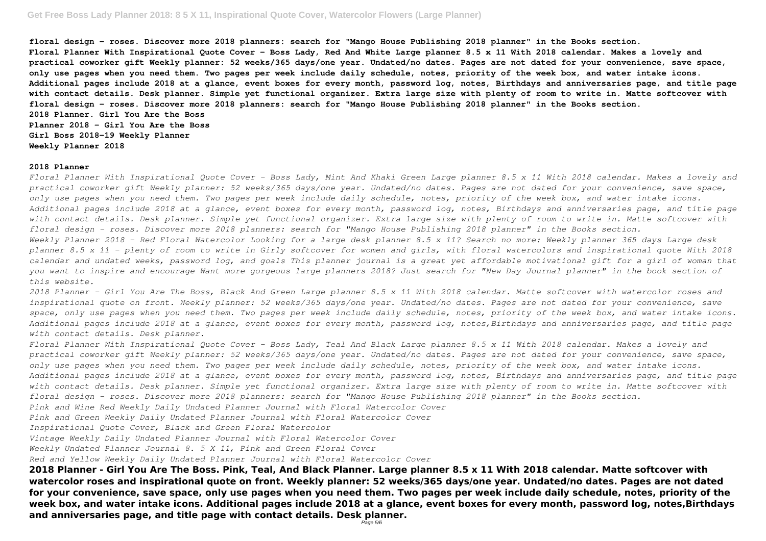**floral design - roses. Discover more 2018 planners: search for "Mango House Publishing 2018 planner" in the Books section.**
**Floral Planner With Inspirational Quote Cover - Boss Lady, Red And White Large planner 8.5 x 11 With 2018 calendar. Makes a lovely and practical coworker gift Weekly planner: 52 weeks/365 days/one year. Undated/no dates. Pages are not dated for your convenience, save space, only use pages when you need them. Two pages per week include daily schedule, notes, priority of the week box, and water intake icons. Additional pages include 2018 at a glance, event boxes for every month, password log, notes, Birthdays and anniversaries page, and title page with contact details. Desk planner. Simple yet functional organizer. Extra large size with plenty of room to write in. Matte softcover with floral design - roses. Discover more 2018 planners: search for "Mango House Publishing 2018 planner" in the Books section.**
**2018 Planner. Girl You Are the Boss**
**Planner 2018 - Girl You Are the Boss**
**Girl Boss 2018-19 Weekly Planner**
**Weekly Planner 2018**

## 2018 Planner

*Floral Planner With Inspirational Quote Cover - Boss Lady, Mint And Khaki Green Large planner 8.5 x 11 With 2018 calendar. Makes a lovely and practical coworker gift Weekly planner: 52 weeks/365 days/one year. Undated/no dates. Pages are not dated for your convenience, save space, only use pages when you need them. Two pages per week include daily schedule, notes, priority of the week box, and water intake icons. Additional pages include 2018 at a glance, event boxes for every month, password log, notes, Birthdays and anniversaries page, and title page with contact details. Desk planner. Simple yet functional organizer. Extra large size with plenty of room to write in. Matte softcover with floral design - roses. Discover more 2018 planners: search for "Mango House Publishing 2018 planner" in the Books section.*
*Weekly Planner 2018 - Red Floral Watercolor Looking for a large desk planner 8.5 x 11? Search no more: Weekly planner 365 days Large desk planner 8.5 x 11 - plenty of room to write in Girly softcover for women and girls, with floral watercolors and inspirational quote With 2018 calendar and undated weeks, password log, and goals This planner journal is a great yet affordable motivational gift for a girl of woman that you want to inspire and encourage Want more gorgeous large planners 2018? Just search for "New Day Journal planner" in the book section of this website.*

*2018 Planner - Girl You Are The Boss, Black And Green Large planner 8.5 x 11 With 2018 calendar. Matte softcover with watercolor roses and inspirational quote on front. Weekly planner: 52 weeks/365 days/one year. Undated/no dates. Pages are not dated for your convenience, save space, only use pages when you need them. Two pages per week include daily schedule, notes, priority of the week box, and water intake icons. Additional pages include 2018 at a glance, event boxes for every month, password log, notes,Birthdays and anniversaries page, and title page with contact details. Desk planner.*

*Floral Planner With Inspirational Quote Cover - Boss Lady, Teal And Black Large planner 8.5 x 11 With 2018 calendar. Makes a lovely and practical coworker gift Weekly planner: 52 weeks/365 days/one year. Undated/no dates. Pages are not dated for your convenience, save space, only use pages when you need them. Two pages per week include daily schedule, notes, priority of the week box, and water intake icons. Additional pages include 2018 at a glance, event boxes for every month, password log, notes, Birthdays and anniversaries page, and title page with contact details. Desk planner. Simple yet functional organizer. Extra large size with plenty of room to write in. Matte softcover with floral design - roses. Discover more 2018 planners: search for "Mango House Publishing 2018 planner" in the Books section.*
*Pink and Wine Red Weekly Daily Undated Planner Journal with Floral Watercolor Cover*
*Pink and Green Weekly Daily Undated Planner Journal with Floral Watercolor Cover*
*Inspirational Quote Cover, Black and Green Floral Watercolor*
*Vintage Weekly Daily Undated Planner Journal with Floral Watercolor Cover*
*Weekly Undated Planner Journal 8. 5 X 11, Pink and Green Floral Cover*
*Red and Yellow Weekly Daily Undated Planner Journal with Floral Watercolor Cover*

**2018 Planner - Girl You Are The Boss. Pink, Teal, And Black Planner. Large planner 8.5 x 11 With 2018 calendar. Matte softcover with watercolor roses and inspirational quote on front. Weekly planner: 52 weeks/365 days/one year. Undated/no dates. Pages are not dated for your convenience, save space, only use pages when you need them. Two pages per week include daily schedule, notes, priority of the week box, and water intake icons. Additional pages include 2018 at a glance, event boxes for every month, password log, notes,Birthdays and anniversaries page, and title page with contact details. Desk planner.**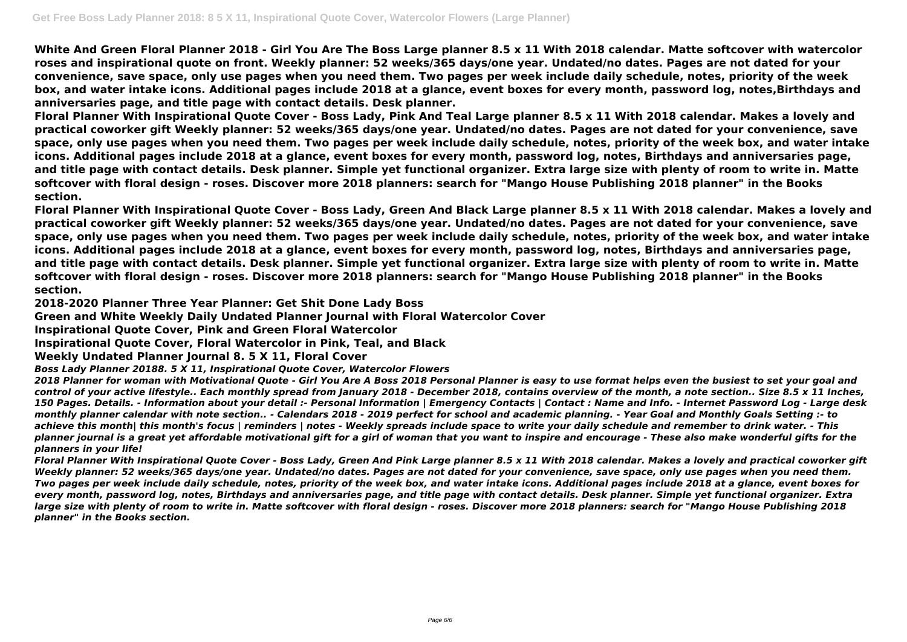**White And Green Floral Planner 2018 - Girl You Are The Boss Large planner 8.5 x 11 With 2018 calendar. Matte softcover with watercolor roses and inspirational quote on front. Weekly planner: 52 weeks/365 days/one year. Undated/no dates. Pages are not dated for your convenience, save space, only use pages when you need them. Two pages per week include daily schedule, notes, priority of the week box, and water intake icons. Additional pages include 2018 at a glance, event boxes for every month, password log, notes,Birthdays and anniversaries page, and title page with contact details. Desk planner.**

**Floral Planner With Inspirational Quote Cover - Boss Lady, Pink And Teal Large planner 8.5 x 11 With 2018 calendar. Makes a lovely and practical coworker gift Weekly planner: 52 weeks/365 days/one year. Undated/no dates. Pages are not dated for your convenience, save space, only use pages when you need them. Two pages per week include daily schedule, notes, priority of the week box, and water intake icons. Additional pages include 2018 at a glance, event boxes for every month, password log, notes, Birthdays and anniversaries page, and title page with contact details. Desk planner. Simple yet functional organizer. Extra large size with plenty of room to write in. Matte softcover with floral design - roses. Discover more 2018 planners: search for "Mango House Publishing 2018 planner" in the Books section.**

**Floral Planner With Inspirational Quote Cover - Boss Lady, Green And Black Large planner 8.5 x 11 With 2018 calendar. Makes a lovely and practical coworker gift Weekly planner: 52 weeks/365 days/one year. Undated/no dates. Pages are not dated for your convenience, save space, only use pages when you need them. Two pages per week include daily schedule, notes, priority of the week box, and water intake icons. Additional pages include 2018 at a glance, event boxes for every month, password log, notes, Birthdays and anniversaries page, and title page with contact details. Desk planner. Simple yet functional organizer. Extra large size with plenty of room to write in. Matte softcover with floral design - roses. Discover more 2018 planners: search for "Mango House Publishing 2018 planner" in the Books section.**

**2018-2020 Planner Three Year Planner: Get Shit Done Lady Boss**

**Green and White Weekly Daily Undated Planner Journal with Floral Watercolor Cover**

**Inspirational Quote Cover, Pink and Green Floral Watercolor**

**Inspirational Quote Cover, Floral Watercolor in Pink, Teal, and Black**

**Weekly Undated Planner Journal 8. 5 X 11, Floral Cover**

***Boss Lady Planner 20188. 5 X 11, Inspirational Quote Cover, Watercolor Flowers***

***2018 Planner for woman with Motivational Quote - Girl You Are A Boss 2018 Personal Planner is easy to use format helps even the busiest to set your goal and control of your active lifestyle.. Each monthly spread from January 2018 - December 2018, contains overview of the month, a note section.. Size 8.5 x 11 Inches, 150 Pages. Details. - Information about your detail :- Personal Information | Emergency Contacts | Contact : Name and Info. - Internet Password Log - Large desk monthly planner calendar with note section.. - Calendars 2018 - 2019 perfect for school and academic planning. - Year Goal and Monthly Goals Setting :- to achieve this month| this month's focus | reminders | notes - Weekly spreads include space to write your daily schedule and remember to drink water. - This planner journal is a great yet affordable motivational gift for a girl of woman that you want to inspire and encourage - These also make wonderful gifts for the planners in your life!***

***Floral Planner With Inspirational Quote Cover - Boss Lady, Green And Pink Large planner 8.5 x 11 With 2018 calendar. Makes a lovely and practical coworker gift Weekly planner: 52 weeks/365 days/one year. Undated/no dates. Pages are not dated for your convenience, save space, only use pages when you need them. Two pages per week include daily schedule, notes, priority of the week box, and water intake icons. Additional pages include 2018 at a glance, event boxes for every month, password log, notes, Birthdays and anniversaries page, and title page with contact details. Desk planner. Simple yet functional organizer. Extra large size with plenty of room to write in. Matte softcover with floral design - roses. Discover more 2018 planners: search for "Mango House Publishing 2018 planner" in the Books section.***